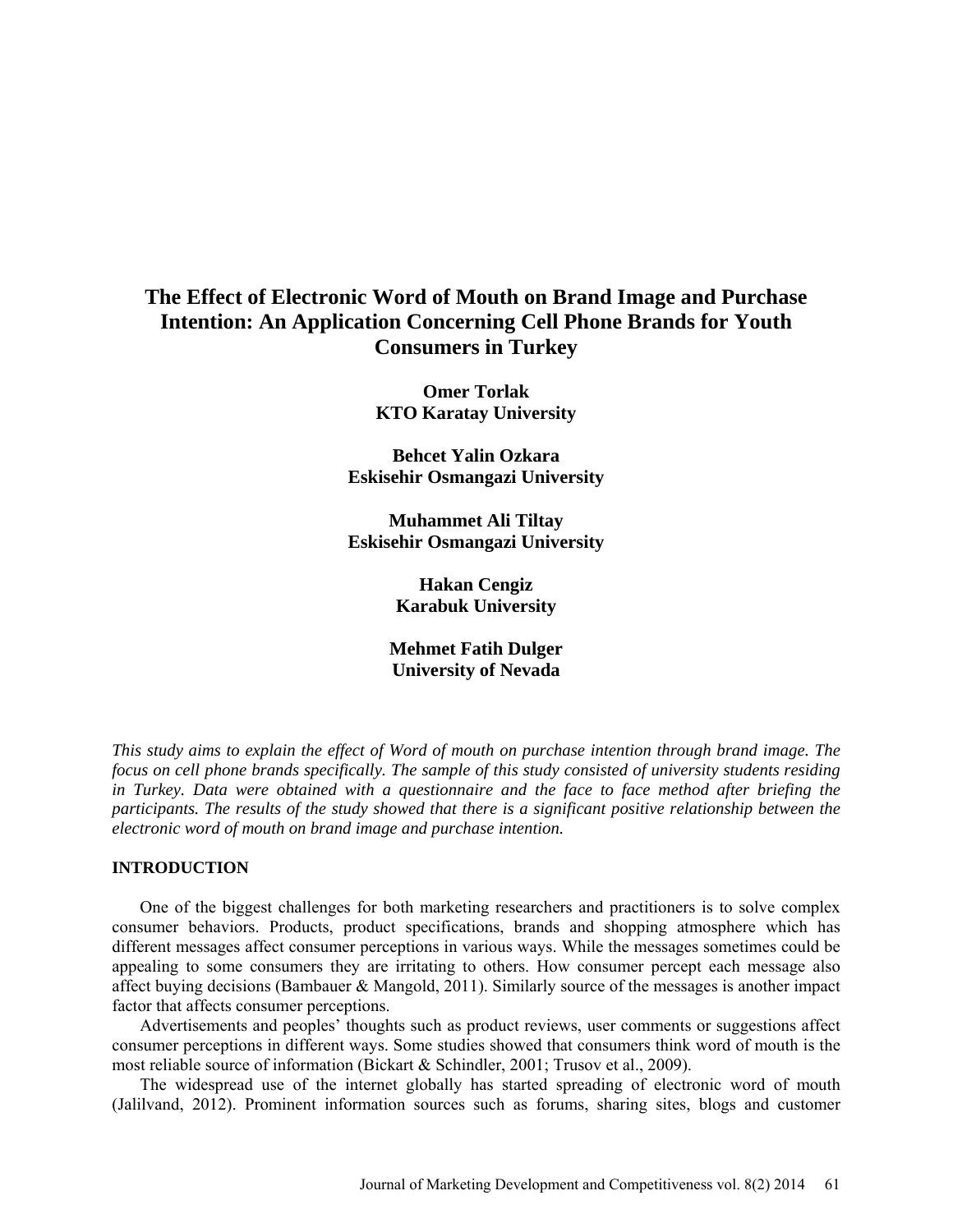# The Effect of Electronic Word of Mouth on Brand Image and Purchase Intention: An Application Concerning Cell Phone Brands for Youth Consumers in Turkey

**Omer Torlak**
**KTO Karatay University**

**Behcet Yalin Ozkara**
**Eskisehir Osmangazi University**

**Muhammet Ali Tiltay**
**Eskisehir Osmangazi University**

**Hakan Cengiz**
**Karabuk University**

**Mehmet Fatih Dulger**
**University of Nevada**

*This study aims to explain the effect of Word of mouth on purchase intention through brand image. The focus on cell phone brands specifically. The sample of this study consisted of university students residing in Turkey. Data were obtained with a questionnaire and the face to face method after briefing the participants. The results of the study showed that there is a significant positive relationship between the electronic word of mouth on brand image and purchase intention.*

## INTRODUCTION

One of the biggest challenges for both marketing researchers and practitioners is to solve complex consumer behaviors. Products, product specifications, brands and shopping atmosphere which has different messages affect consumer perceptions in various ways. While the messages sometimes could be appealing to some consumers they are irritating to others. How consumer percept each message also affect buying decisions (Bambauer & Mangold, 2011). Similarly source of the messages is another impact factor that affects consumer perceptions.

Advertisements and peoples' thoughts such as product reviews, user comments or suggestions affect consumer perceptions in different ways. Some studies showed that consumers think word of mouth is the most reliable source of information (Bickart & Schindler, 2001; Trusov et al., 2009).

The widespread use of the internet globally has started spreading of electronic word of mouth (Jalilvand, 2012). Prominent information sources such as forums, sharing sites, blogs and customer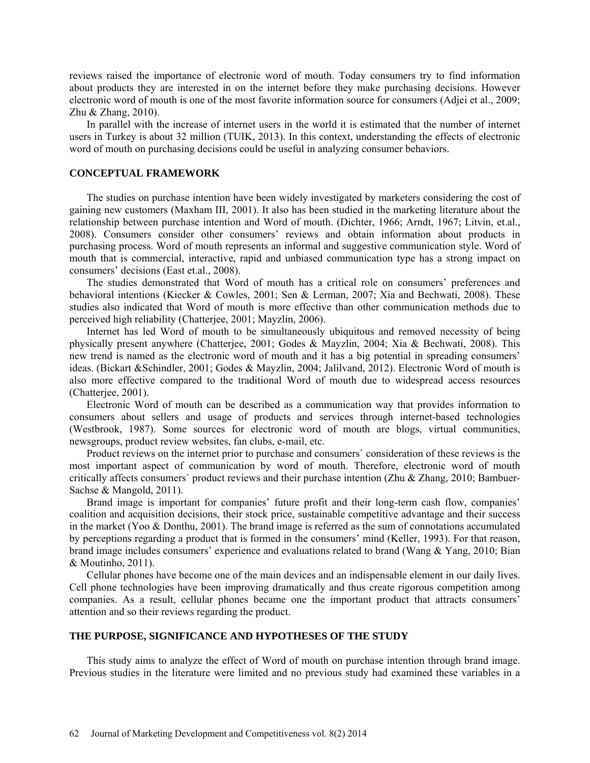reviews raised the importance of electronic word of mouth. Today consumers try to find information about products they are interested in on the internet before they make purchasing decisions. However electronic word of mouth is one of the most favorite information source for consumers (Adjei et al., 2009; Zhu & Zhang, 2010).

In parallel with the increase of internet users in the world it is estimated that the number of internet users in Turkey is about 32 million (TUIK, 2013). In this context, understanding the effects of electronic word of mouth on purchasing decisions could be useful in analyzing consumer behaviors.

## CONCEPTUAL FRAMEWORK

The studies on purchase intention have been widely investigated by marketers considering the cost of gaining new customers (Maxham III, 2001). It also has been studied in the marketing literature about the relationship between purchase intention and Word of mouth. (Dichter, 1966; Arndt, 1967; Litvin, et.al., 2008). Consumers consider other consumers' reviews and obtain information about products in purchasing process. Word of mouth represents an informal and suggestive communication style. Word of mouth that is commercial, interactive, rapid and unbiased communication type has a strong impact on consumers' decisions (East et.al., 2008).

The studies demonstrated that Word of mouth has a critical role on consumers' preferences and behavioral intentions (Kiecker & Cowles, 2001; Sen & Lerman, 2007; Xia and Bechwati, 2008). These studies also indicated that Word of mouth is more effective than other communication methods due to perceived high reliability (Chatterjee, 2001; Mayzlin, 2006).

Internet has led Word of mouth to be simultaneously ubiquitous and removed necessity of being physically present anywhere (Chatterjee, 2001; Godes & Mayzlin, 2004; Xia & Bechwati, 2008). This new trend is named as the electronic word of mouth and it has a big potential in spreading consumers' ideas. (Bickart &Schindler, 2001; Godes & Mayzlin, 2004; Jalilvand, 2012). Electronic Word of mouth is also more effective compared to the traditional Word of mouth due to widespread access resources (Chatterjee, 2001).

Electronic Word of mouth can be described as a communication way that provides information to consumers about sellers and usage of products and services through internet-based technologies (Westbrook, 1987). Some sources for electronic word of mouth are blogs, virtual communities, newsgroups, product review websites, fan clubs, e-mail, etc.

Product reviews on the internet prior to purchase and consumers` consideration of these reviews is the most important aspect of communication by word of mouth. Therefore, electronic word of mouth critically affects consumers` product reviews and their purchase intention (Zhu & Zhang, 2010; Bambuer-Sachse & Mangold, 2011).

Brand image is important for companies' future profit and their long-term cash flow, companies' coalition and acquisition decisions, their stock price, sustainable competitive advantage and their success in the market (Yoo & Donthu, 2001). The brand image is referred as the sum of connotations accumulated by perceptions regarding a product that is formed in the consumers' mind (Keller, 1993). For that reason, brand image includes consumers' experience and evaluations related to brand (Wang & Yang, 2010; Bian & Moutinho, 2011).

Cellular phones have become one of the main devices and an indispensable element in our daily lives. Cell phone technologies have been improving dramatically and thus create rigorous competition among companies. As a result, cellular phones became one the important product that attracts consumers' attention and so their reviews regarding the product.

## THE PURPOSE, SIGNIFICANCE AND HYPOTHESES OF THE STUDY

This study aims to analyze the effect of Word of mouth on purchase intention through brand image. Previous studies in the literature were limited and no previous study had examined these variables in a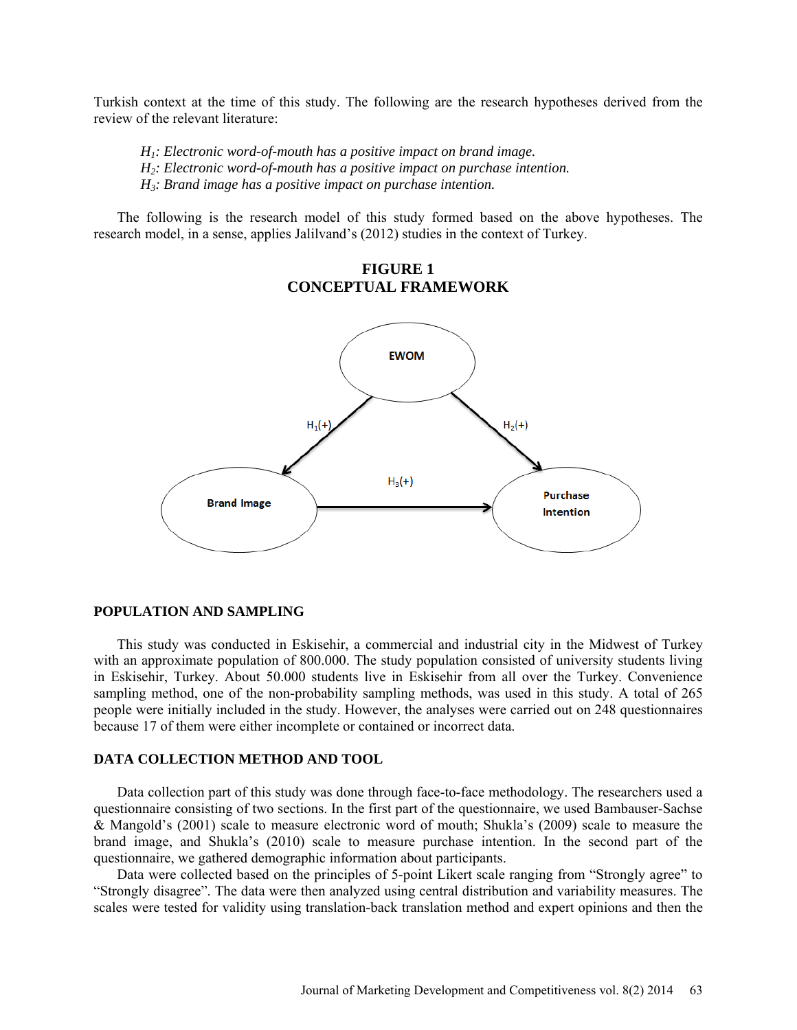Turkish context at the time of this study. The following are the research hypotheses derived from the review of the relevant literature:

> *$H_1$: Electronic word-of-mouth has a positive impact on brand image.*
> *$H_2$: Electronic word-of-mouth has a positive impact on purchase intention.*
> *$H_3$: Brand image has a positive impact on purchase intention.*

The following is the research model of this study formed based on the above hypotheses. The research model, in a sense, applies Jalilvand's (2012) studies in the context of Turkey.

**FIGURE 1**
**CONCEPTUAL FRAMEWORK**

## POPULATION AND SAMPLING

This study was conducted in Eskisehir, a commercial and industrial city in the Midwest of Turkey with an approximate population of 800.000. The study population consisted of university students living in Eskisehir, Turkey. About 50.000 students live in Eskisehir from all over the Turkey. Convenience sampling method, one of the non-probability sampling methods, was used in this study. A total of 265 people were initially included in the study. However, the analyses were carried out on 248 questionnaires because 17 of them were either incomplete or contained or incorrect data.

## DATA COLLECTION METHOD AND TOOL

Data collection part of this study was done through face-to-face methodology. The researchers used a questionnaire consisting of two sections. In the first part of the questionnaire, we used Bambauser-Sachse & Mangold's (2001) scale to measure electronic word of mouth; Shukla's (2009) scale to measure the brand image, and Shukla's (2010) scale to measure purchase intention. In the second part of the questionnaire, we gathered demographic information about participants.

Data were collected based on the principles of 5-point Likert scale ranging from "Strongly agree" to "Strongly disagree". The data were then analyzed using central distribution and variability measures. The scales were tested for validity using translation-back translation method and expert opinions and then the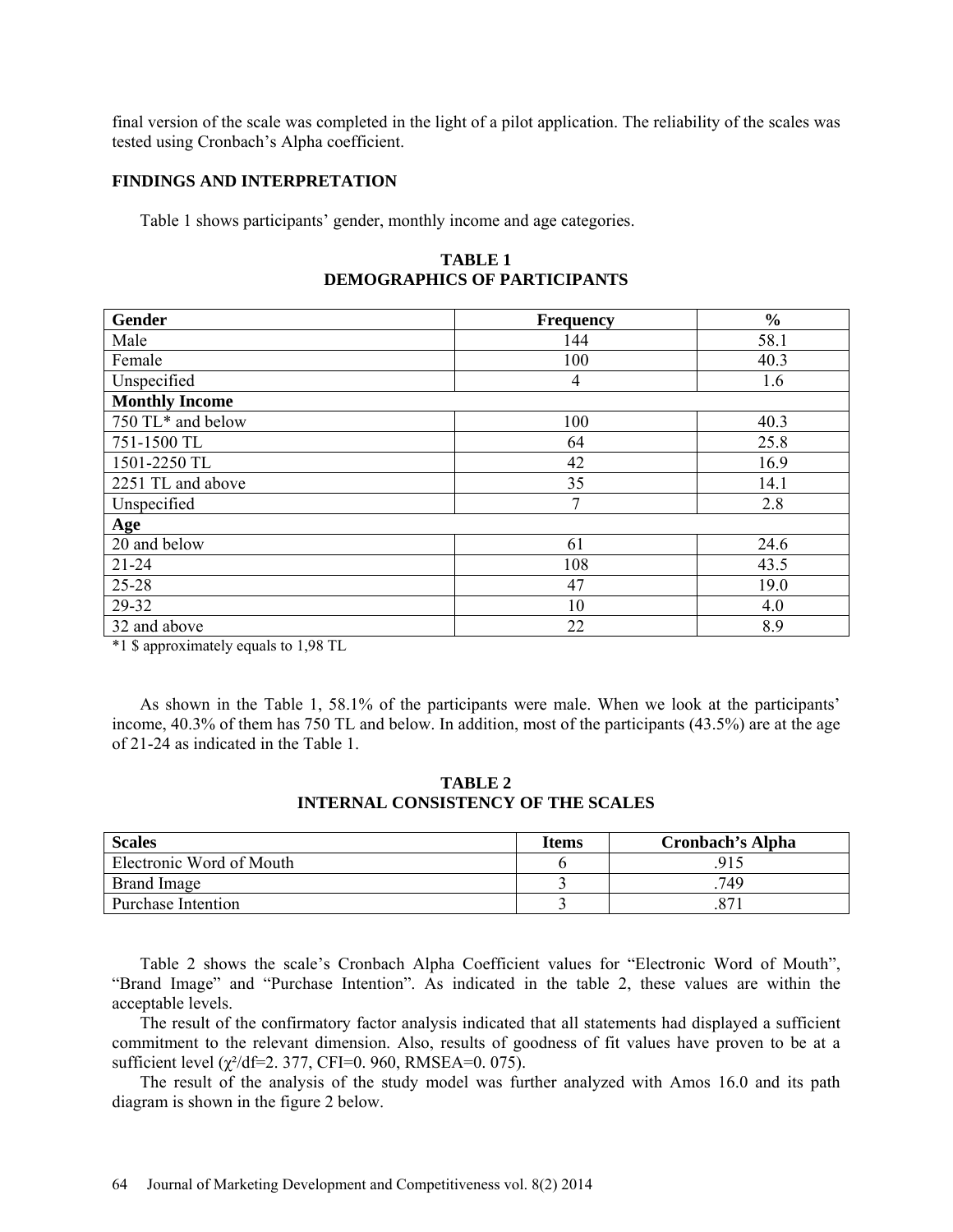final version of the scale was completed in the light of a pilot application. The reliability of the scales was tested using Cronbach's Alpha coefficient.

## FINDINGS AND INTERPRETATION

Table 1 shows participants' gender, monthly income and age categories.

**TABLE 1**
**DEMOGRAPHICS OF PARTICIPANTS**

| **Gender** | **Frequency** | **%** |
|---|---|---|
| Male | 144 | 58.1 |
| Female | 100 | 40.3 |
| Unspecified | 4 | 1.6 |
| **Monthly Income** | | |
| 750 TL* and below | 100 | 40.3 |
| 751-1500 TL | 64 | 25.8 |
| 1501-2250 TL | 42 | 16.9 |
| 2251 TL and above | 35 | 14.1 |
| Unspecified | 7 | 2.8 |
| **Age** | | |
| 20 and below | 61 | 24.6 |
| 21-24 | 108 | 43.5 |
| 25-28 | 47 | 19.0 |
| 29-32 | 10 | 4.0 |
| 32 and above | 22 | 8.9 |

*1 $ approximately equals to 1,98 TL

As shown in the Table 1, 58.1% of the participants were male. When we look at the participants' income, 40.3% of them has 750 TL and below. In addition, most of the participants (43.5%) are at the age of 21-24 as indicated in the Table 1.

**TABLE 2**
**INTERNAL CONSISTENCY OF THE SCALES**

| **Scales** | **Items** | **Cronbach's Alpha** |
|---|---|---|
| Electronic Word of Mouth | 6 | .915 |
| Brand Image | 3 | .749 |
| Purchase Intention | 3 | .871 |

Table 2 shows the scale's Cronbach Alpha Coefficient values for "Electronic Word of Mouth", "Brand Image" and "Purchase Intention". As indicated in the table 2, these values are within the acceptable levels.

The result of the confirmatory factor analysis indicated that all statements had displayed a sufficient commitment to the relevant dimension. Also, results of goodness of fit values have proven to be at a sufficient level ($\chi^2/df$=2. 377, CFI=0. 960, RMSEA=0. 075).

The result of the analysis of the study model was further analyzed with Amos 16.0 and its path diagram is shown in the figure 2 below.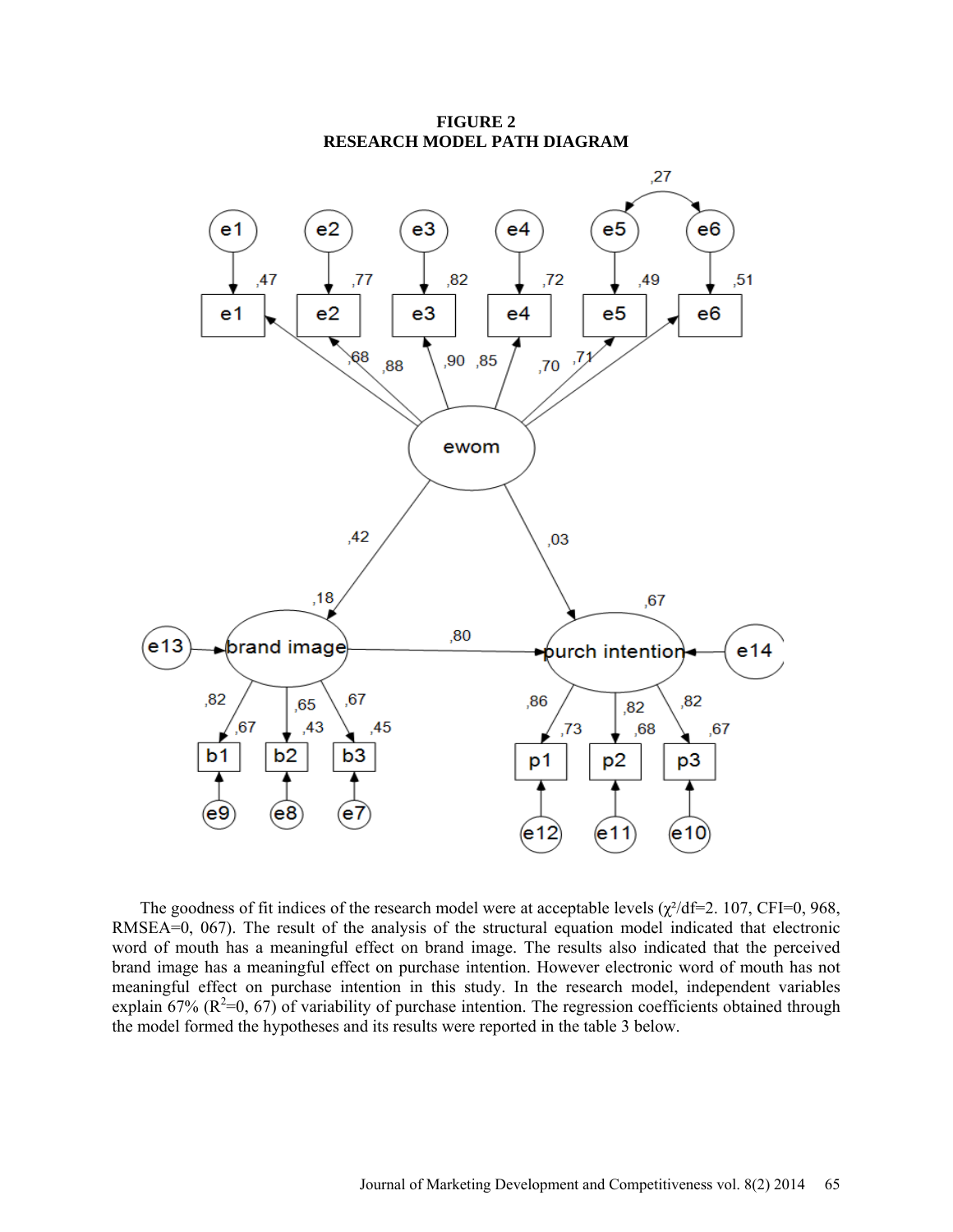**FIGURE 2**
**RESEARCH MODEL PATH DIAGRAM**

The goodness of fit indices of the research model were at acceptable levels ($\chi^2$/df=2. 107, CFI=0, 968, RMSEA=0, 067). The result of the analysis of the structural equation model indicated that electronic word of mouth has a meaningful effect on brand image. The results also indicated that the perceived brand image has a meaningful effect on purchase intention. However electronic word of mouth has not meaningful effect on purchase intention in this study. In the research model, independent variables explain 67% ($R^2$=0, 67) of variability of purchase intention. The regression coefficients obtained through the model formed the hypotheses and its results were reported in the table 3 below.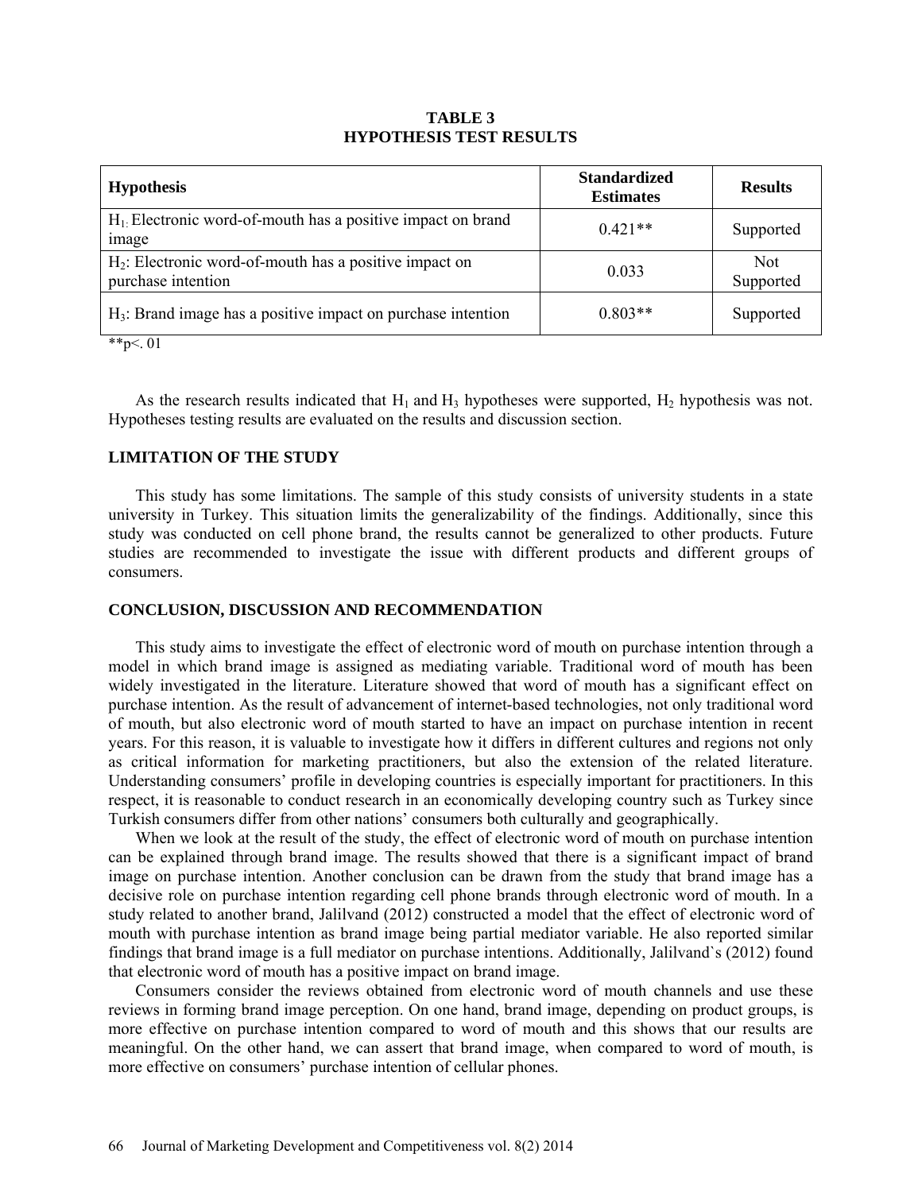**TABLE 3**
**HYPOTHESIS TEST RESULTS**

| Hypothesis | Standardized Estimates | Results |
|---|---|---|
| $H_1$: Electronic word-of-mouth has a positive impact on brand image | 0.421** | Supported |
| $H_2$: Electronic word-of-mouth has a positive impact on purchase intention | 0.033 | Not Supported |
| $H_3$: Brand image has a positive impact on purchase intention | 0.803** | Supported |

**p<. 01

As the research results indicated that $H_1$ and $H_3$ hypotheses were supported, $H_2$ hypothesis was not. Hypotheses testing results are evaluated on the results and discussion section.

## LIMITATION OF THE STUDY

This study has some limitations. The sample of this study consists of university students in a state university in Turkey. This situation limits the generalizability of the findings. Additionally, since this study was conducted on cell phone brand, the results cannot be generalized to other products. Future studies are recommended to investigate the issue with different products and different groups of consumers.

## CONCLUSION, DISCUSSION AND RECOMMENDATION

This study aims to investigate the effect of electronic word of mouth on purchase intention through a model in which brand image is assigned as mediating variable. Traditional word of mouth has been widely investigated in the literature. Literature showed that word of mouth has a significant effect on purchase intention. As the result of advancement of internet-based technologies, not only traditional word of mouth, but also electronic word of mouth started to have an impact on purchase intention in recent years. For this reason, it is valuable to investigate how it differs in different cultures and regions not only as critical information for marketing practitioners, but also the extension of the related literature. Understanding consumers' profile in developing countries is especially important for practitioners. In this respect, it is reasonable to conduct research in an economically developing country such as Turkey since Turkish consumers differ from other nations' consumers both culturally and geographically.

When we look at the result of the study, the effect of electronic word of mouth on purchase intention can be explained through brand image. The results showed that there is a significant impact of brand image on purchase intention. Another conclusion can be drawn from the study that brand image has a decisive role on purchase intention regarding cell phone brands through electronic word of mouth. In a study related to another brand, Jalilvand (2012) constructed a model that the effect of electronic word of mouth with purchase intention as brand image being partial mediator variable. He also reported similar findings that brand image is a full mediator on purchase intentions. Additionally, Jalilvand`s (2012) found that electronic word of mouth has a positive impact on brand image.

Consumers consider the reviews obtained from electronic word of mouth channels and use these reviews in forming brand image perception. On one hand, brand image, depending on product groups, is more effective on purchase intention compared to word of mouth and this shows that our results are meaningful. On the other hand, we can assert that brand image, when compared to word of mouth, is more effective on consumers' purchase intention of cellular phones.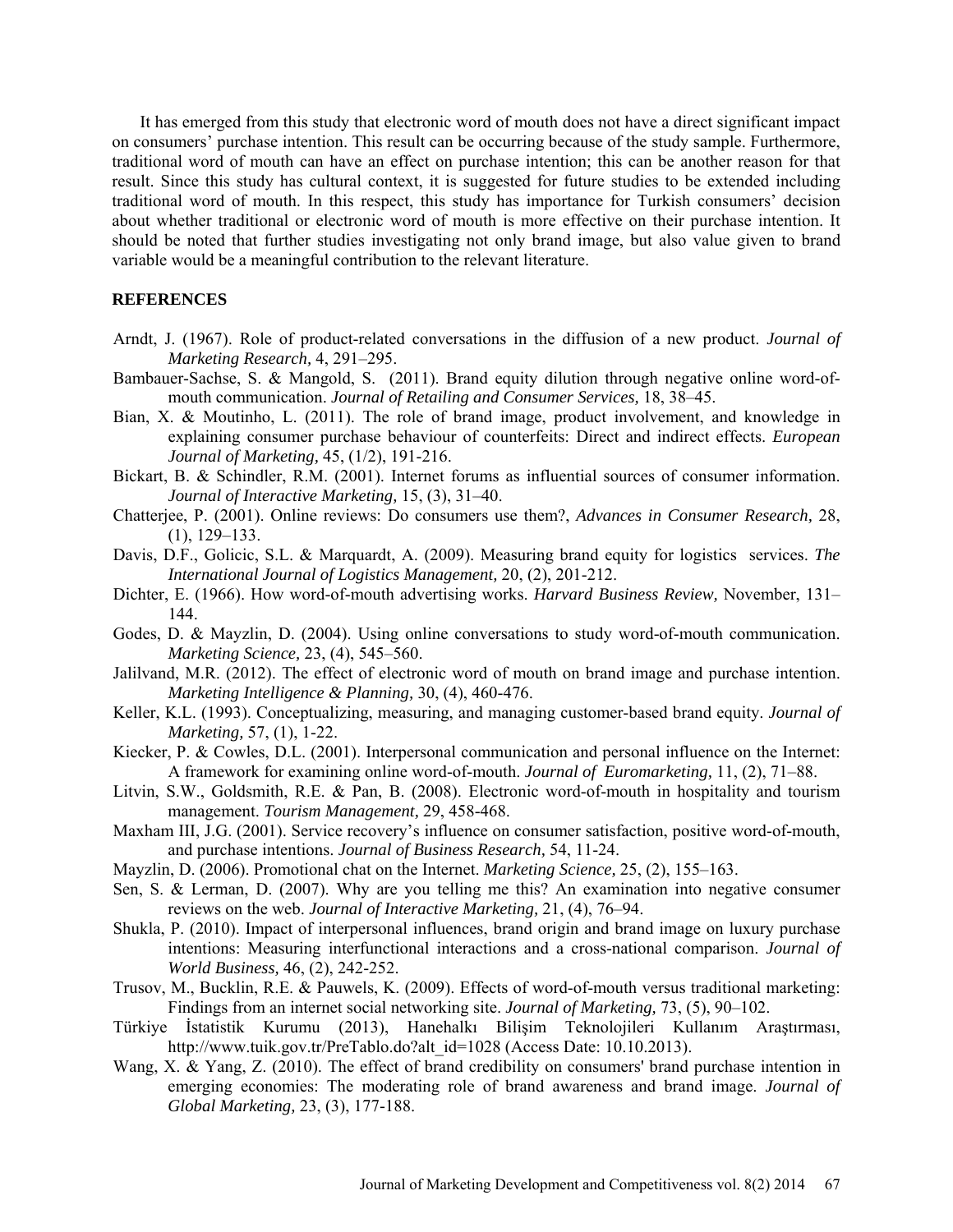It has emerged from this study that electronic word of mouth does not have a direct significant impact on consumers' purchase intention. This result can be occurring because of the study sample. Furthermore, traditional word of mouth can have an effect on purchase intention; this can be another reason for that result. Since this study has cultural context, it is suggested for future studies to be extended including traditional word of mouth. In this respect, this study has importance for Turkish consumers' decision about whether traditional or electronic word of mouth is more effective on their purchase intention. It should be noted that further studies investigating not only brand image, but also value given to brand variable would be a meaningful contribution to the relevant literature.

## REFERENCES

Arndt, J. (1967). Role of product-related conversations in the diffusion of a new product. *Journal of Marketing Research,* 4, 291–295.

Bambauer-Sachse, S. & Mangold, S. (2011). Brand equity dilution through negative online word-of-mouth communication. *Journal of Retailing and Consumer Services,* 18, 38–45.

Bian, X. & Moutinho, L. (2011). The role of brand image, product involvement, and knowledge in explaining consumer purchase behaviour of counterfeits: Direct and indirect effects. *European Journal of Marketing,* 45, (1/2), 191-216.

Bickart, B. & Schindler, R.M. (2001). Internet forums as influential sources of consumer information. *Journal of Interactive Marketing,* 15, (3), 31–40.

Chatterjee, P. (2001). Online reviews: Do consumers use them?, *Advances in Consumer Research,* 28, (1), 129–133.

Davis, D.F., Golicic, S.L. & Marquardt, A. (2009). Measuring brand equity for logistics services. *The International Journal of Logistics Management,* 20, (2), 201-212.

Dichter, E. (1966). How word-of-mouth advertising works. *Harvard Business Review,* November, 131–144.

Godes, D. & Mayzlin, D. (2004). Using online conversations to study word-of-mouth communication. *Marketing Science,* 23, (4), 545–560.

Jalilvand, M.R. (2012). The effect of electronic word of mouth on brand image and purchase intention. *Marketing Intelligence & Planning,* 30, (4), 460-476.

Keller, K.L. (1993). Conceptualizing, measuring, and managing customer-based brand equity. *Journal of Marketing,* 57, (1), 1-22.

Kiecker, P. & Cowles, D.L. (2001). Interpersonal communication and personal influence on the Internet: A framework for examining online word-of-mouth. *Journal of Euromarketing,* 11, (2), 71–88.

Litvin, S.W., Goldsmith, R.E. & Pan, B. (2008). Electronic word-of-mouth in hospitality and tourism management. *Tourism Management,* 29, 458-468.

Maxham III, J.G. (2001). Service recovery's influence on consumer satisfaction, positive word-of-mouth, and purchase intentions. *Journal of Business Research,* 54, 11-24.

Mayzlin, D. (2006). Promotional chat on the Internet. *Marketing Science,* 25, (2), 155–163.

Sen, S. & Lerman, D. (2007). Why are you telling me this? An examination into negative consumer reviews on the web. *Journal of Interactive Marketing,* 21, (4), 76–94.

Shukla, P. (2010). Impact of interpersonal influences, brand origin and brand image on luxury purchase intentions: Measuring interfunctional interactions and a cross-national comparison. *Journal of World Business,* 46, (2), 242-252.

Trusov, M., Bucklin, R.E. & Pauwels, K. (2009). Effects of word-of-mouth versus traditional marketing: Findings from an internet social networking site. *Journal of Marketing,* 73, (5), 90–102.

Türkiye İstatistik Kurumu (2013), Hanehalkı Bilişim Teknolojileri Kullanım Araştırması, http://www.tuik.gov.tr/PreTablo.do?alt_id=1028 (Access Date: 10.10.2013).

Wang, X. & Yang, Z. (2010). The effect of brand credibility on consumers' brand purchase intention in emerging economies: The moderating role of brand awareness and brand image. *Journal of Global Marketing,* 23, (3), 177-188.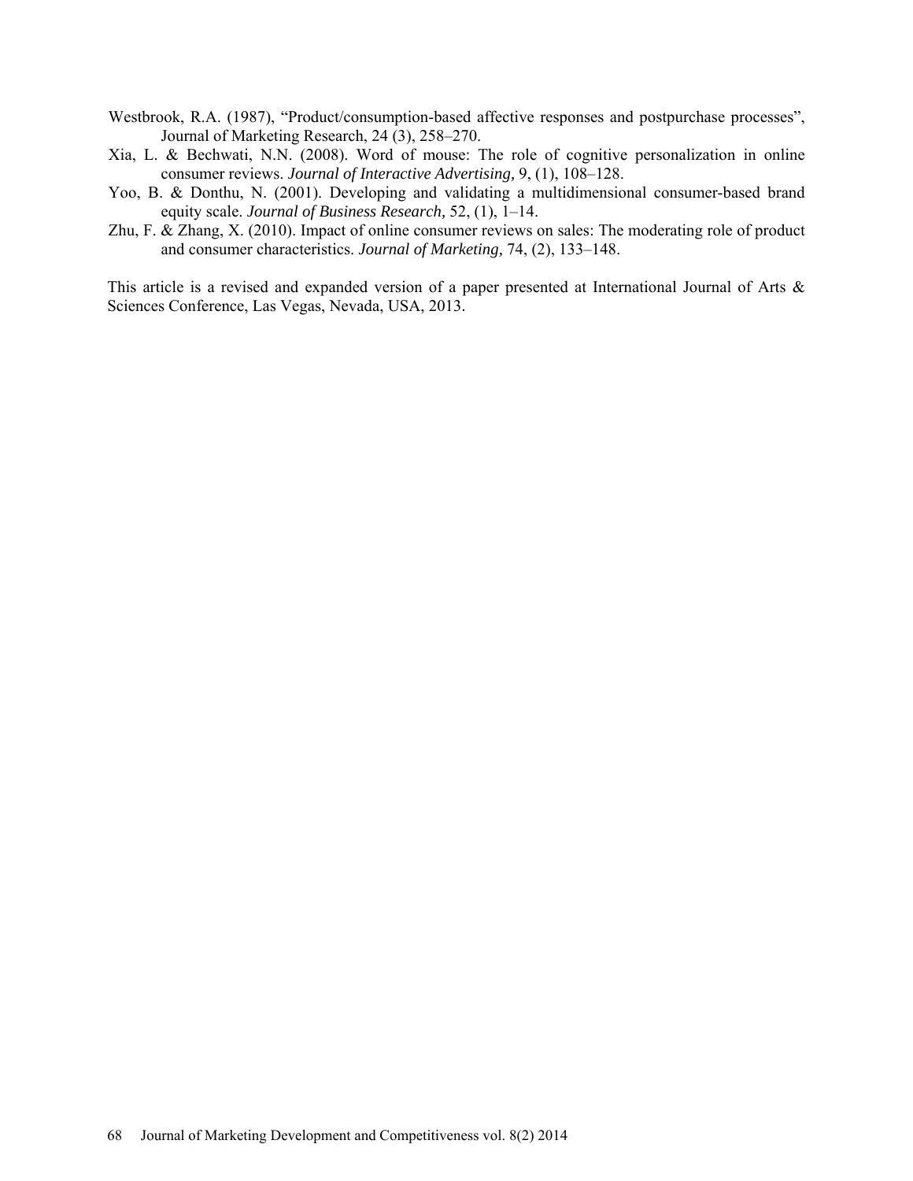Westbrook, R.A. (1987), “Product/consumption-based affective responses and postpurchase processes”, Journal of Marketing Research, 24 (3), 258–270.

Xia, L. & Bechwati, N.N. (2008). Word of mouse: The role of cognitive personalization in online consumer reviews. *Journal of Interactive Advertising,* 9, (1), 108–128.

Yoo, B. & Donthu, N. (2001). Developing and validating a multidimensional consumer-based brand equity scale. *Journal of Business Research,* 52, (1), 1–14.

Zhu, F. & Zhang, X. (2010). Impact of online consumer reviews on sales: The moderating role of product and consumer characteristics. *Journal of Marketing,* 74, (2), 133–148.

This article is a revised and expanded version of a paper presented at International Journal of Arts & Sciences Conference, Las Vegas, Nevada, USA, 2013.